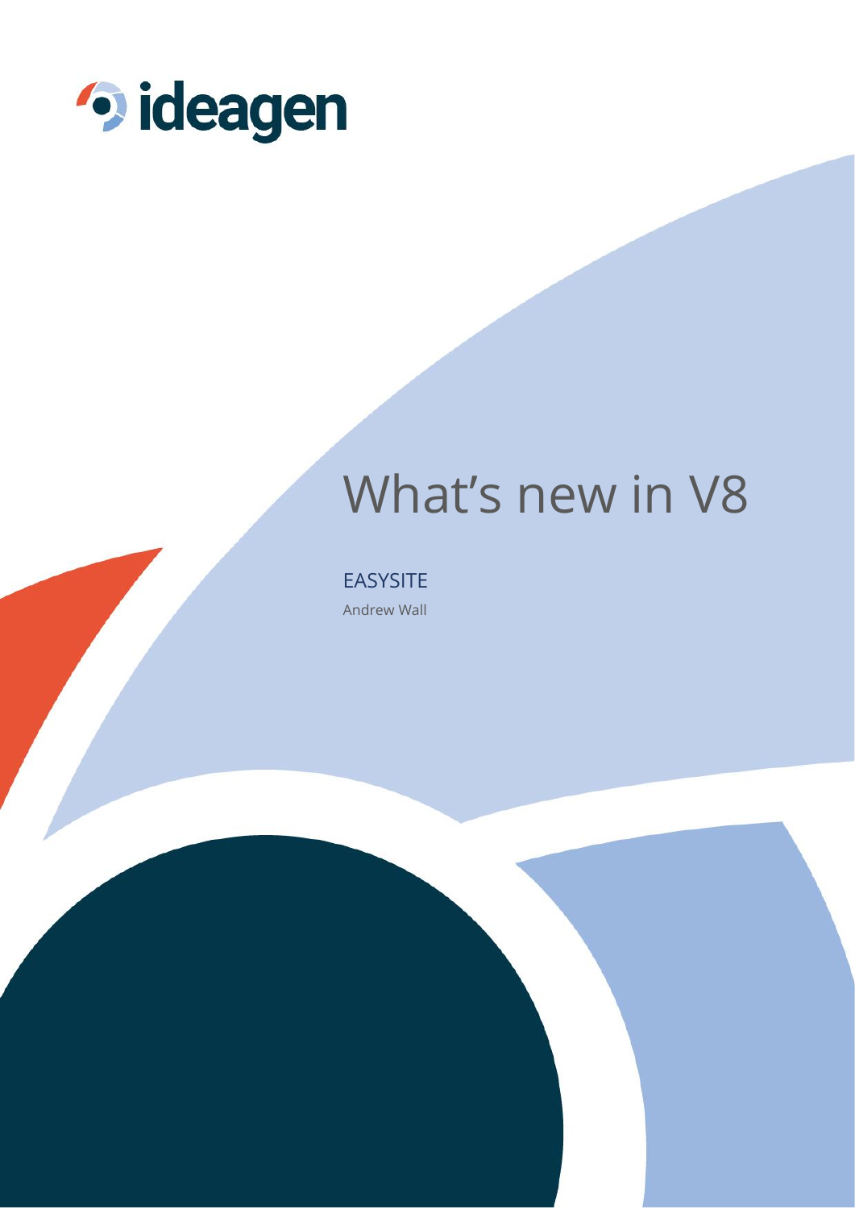# What's new in V8

EASYSITE

Andrew Wall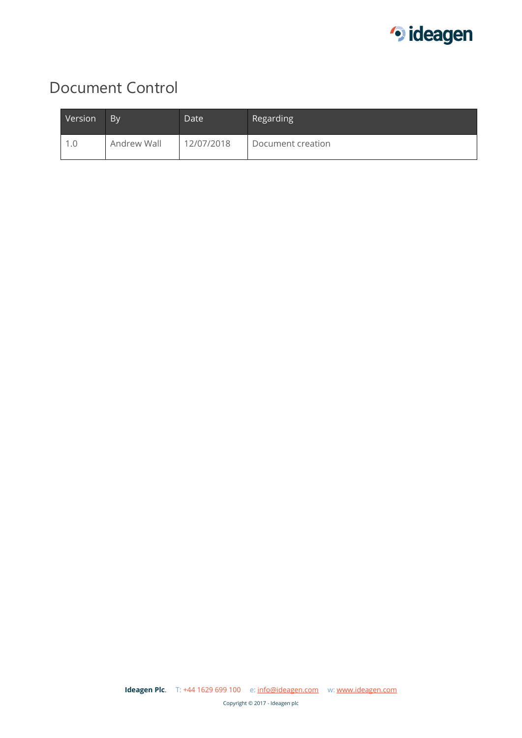# Document Control

| Version | By | Date | Regarding |
| --- | --- | --- | --- |
| 1.0 | Andrew Wall | 12/07/2018 | Document creation |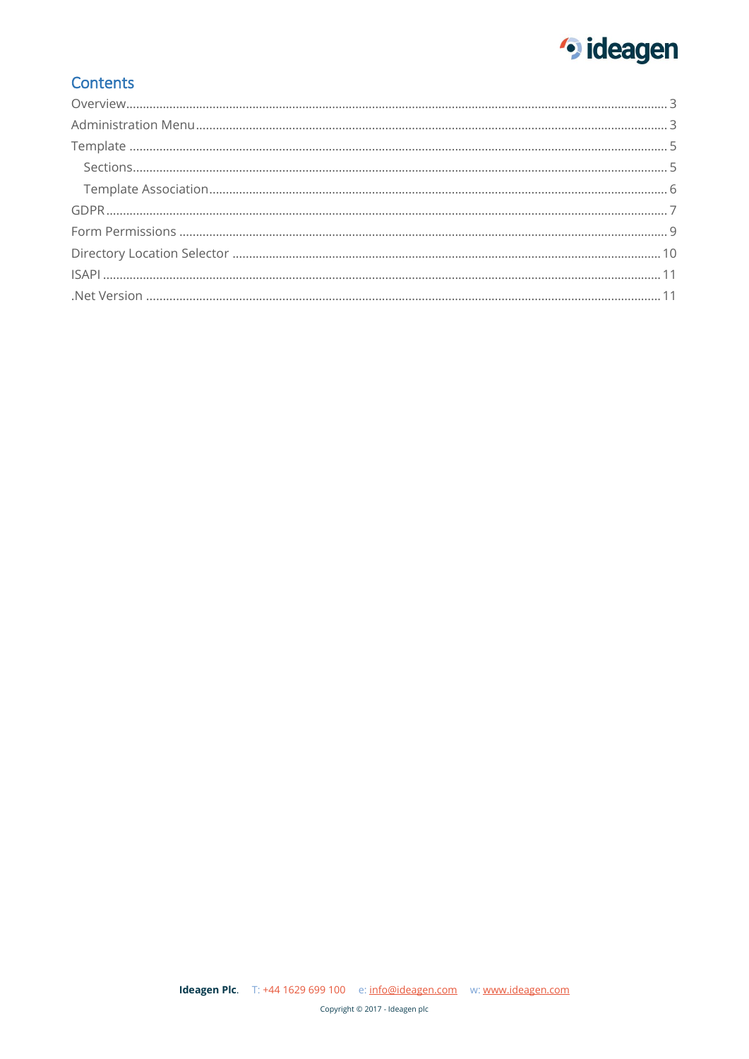# Contents

- Overview ........ 3
- Administration Menu ........ 3
- Template ........ 5
  - Sections ........ 5
  - Template Association ........ 6
- GDPR ........ 7
- Form Permissions ........ 9
- Directory Location Selector ........ 10
- ISAPI ........ 11
- .Net Version ........ 11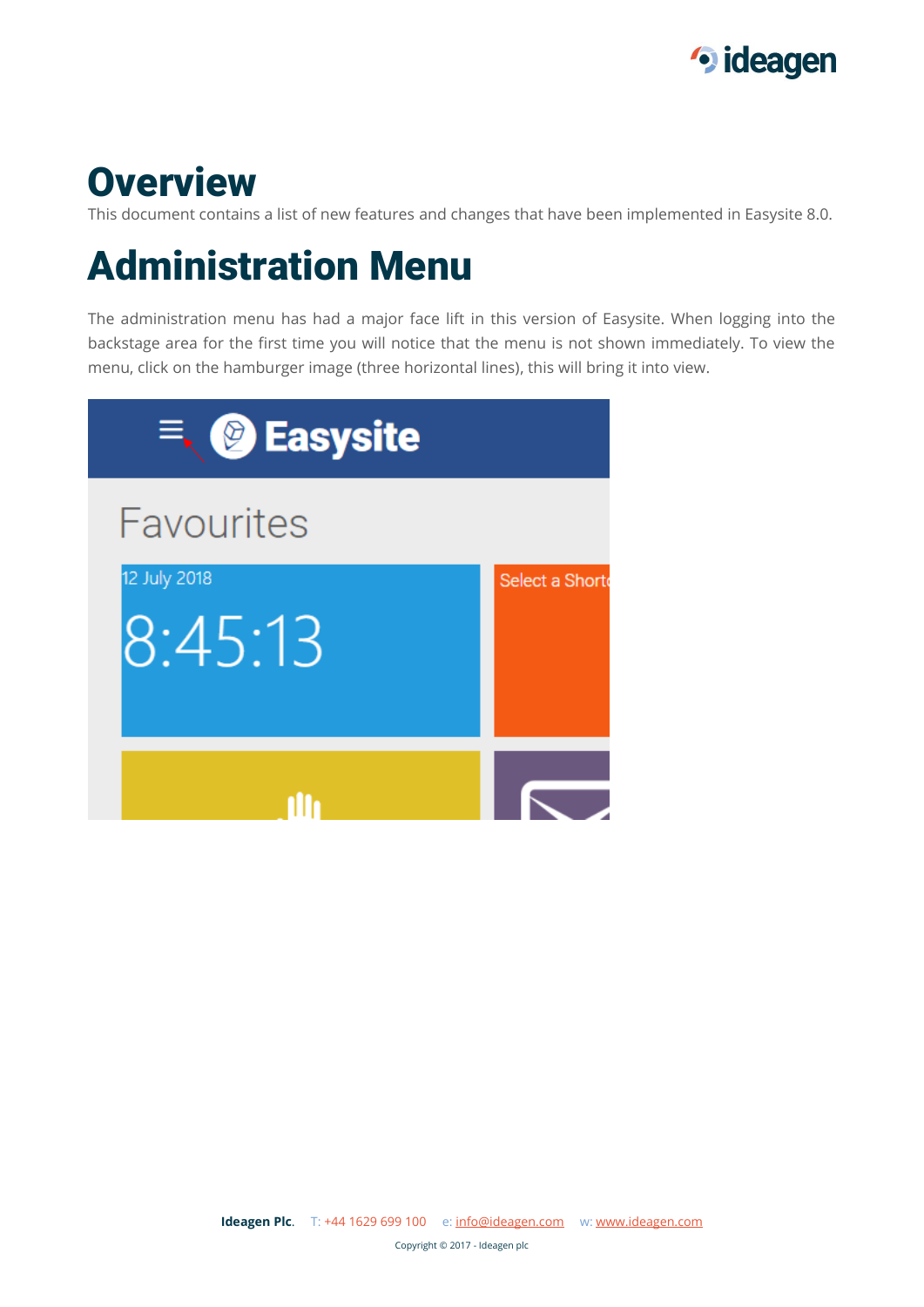# Overview

This document contains a list of new features and changes that have been implemented in Easysite 8.0.

# Administration Menu

The administration menu has had a major face lift in this version of Easysite. When logging into the backstage area for the first time you will notice that the menu is not shown immediately. To view the menu, click on the hamburger image (three horizontal lines), this will bring it into view.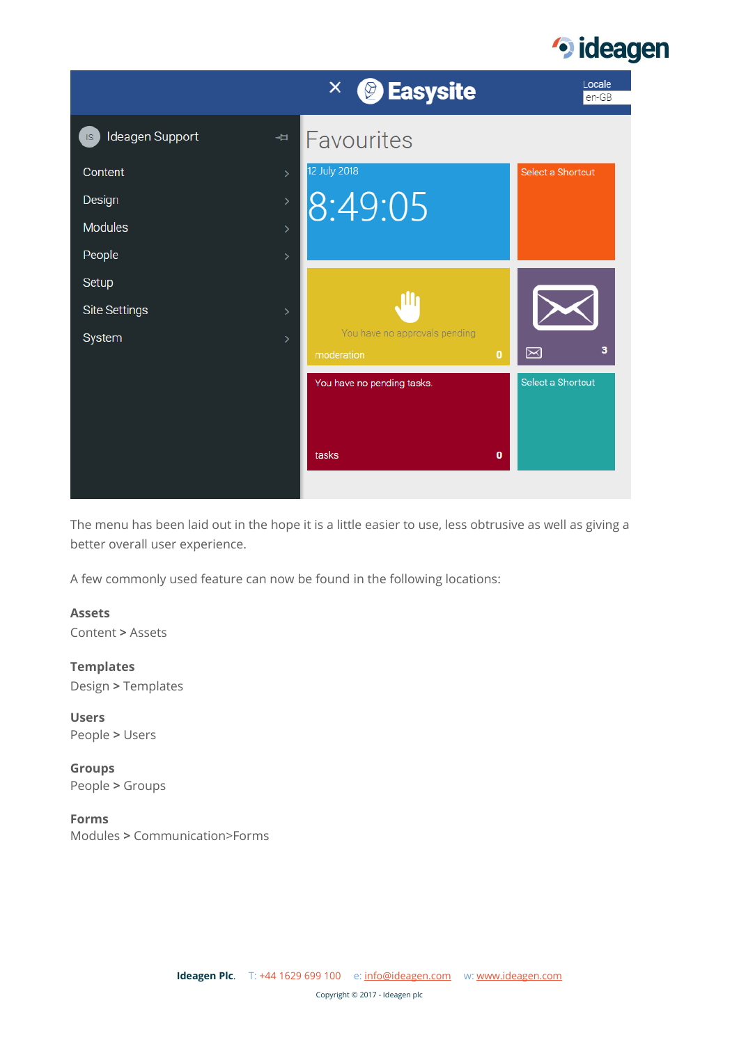The menu has been laid out in the hope it is a little easier to use, less obtrusive as well as giving a better overall user experience.

A few commonly used feature can now be found in the following locations:

**Assets**
Content > Assets

**Templates**
Design > Templates

**Users**
People > Users

**Groups**
People > Groups

**Forms**
Modules > Communication>Forms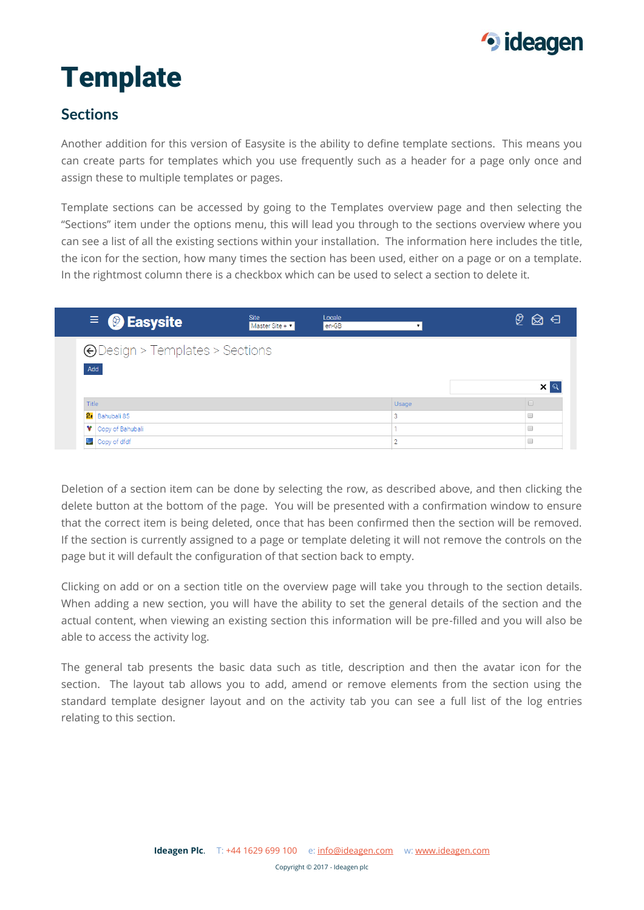# Template

## Sections

Another addition for this version of Easysite is the ability to define template sections. This means you can create parts for templates which you use frequently such as a header for a page only once and assign these to multiple templates or pages.

Template sections can be accessed by going to the Templates overview page and then selecting the "Sections" item under the options menu, this will lead you through to the sections overview where you can see a list of all the existing sections within your installation. The information here includes the title, the icon for the section, how many times the section has been used, either on a page or on a template. In the rightmost column there is a checkbox which can be used to select a section to delete it.

Deletion of a section item can be done by selecting the row, as described above, and then clicking the delete button at the bottom of the page. You will be presented with a confirmation window to ensure that the correct item is being deleted, once that has been confirmed then the section will be removed. If the section is currently assigned to a page or template deleting it will not remove the controls on the page but it will default the configuration of that section back to empty.

Clicking on add or on a section title on the overview page will take you through to the section details. When adding a new section, you will have the ability to set the general details of the section and the actual content, when viewing an existing section this information will be pre-filled and you will also be able to access the activity log.

The general tab presents the basic data such as title, description and then the avatar icon for the section. The layout tab allows you to add, amend or remove elements from the section using the standard template designer layout and on the activity tab you can see a full list of the log entries relating to this section.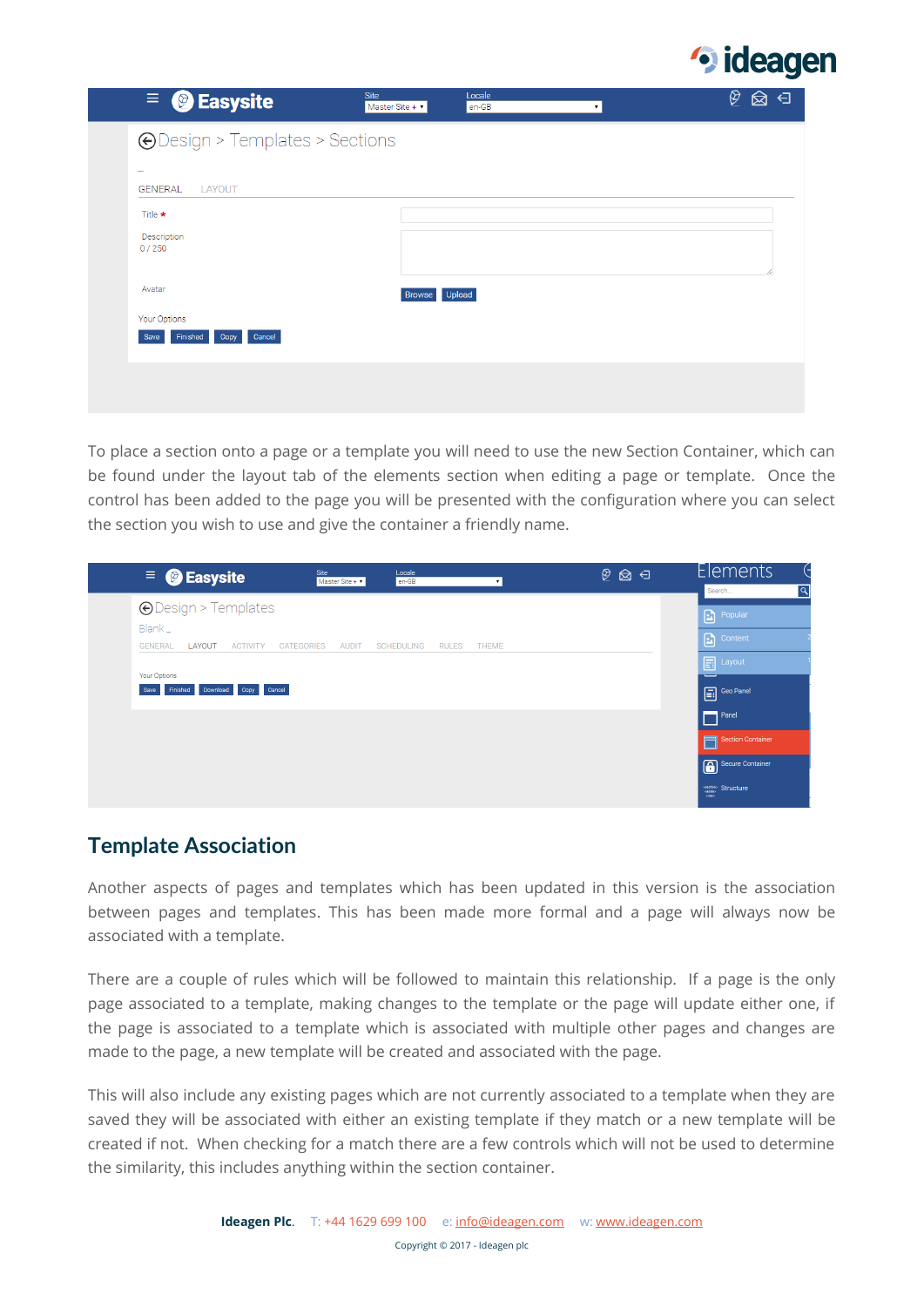To place a section onto a page or a template you will need to use the new Section Container, which can be found under the layout tab of the elements section when editing a page or template. Once the control has been added to the page you will be presented with the configuration where you can select the section you wish to use and give the container a friendly name.

## Template Association

Another aspects of pages and templates which has been updated in this version is the association between pages and templates. This has been made more formal and a page will always now be associated with a template.

There are a couple of rules which will be followed to maintain this relationship. If a page is the only page associated to a template, making changes to the template or the page will update either one, if the page is associated to a template which is associated with multiple other pages and changes are made to the page, a new template will be created and associated with the page.

This will also include any existing pages which are not currently associated to a template when they are saved they will be associated with either an existing template if they match or a new template will be created if not. When checking for a match there are a few controls which will not be used to determine the similarity, this includes anything within the section container.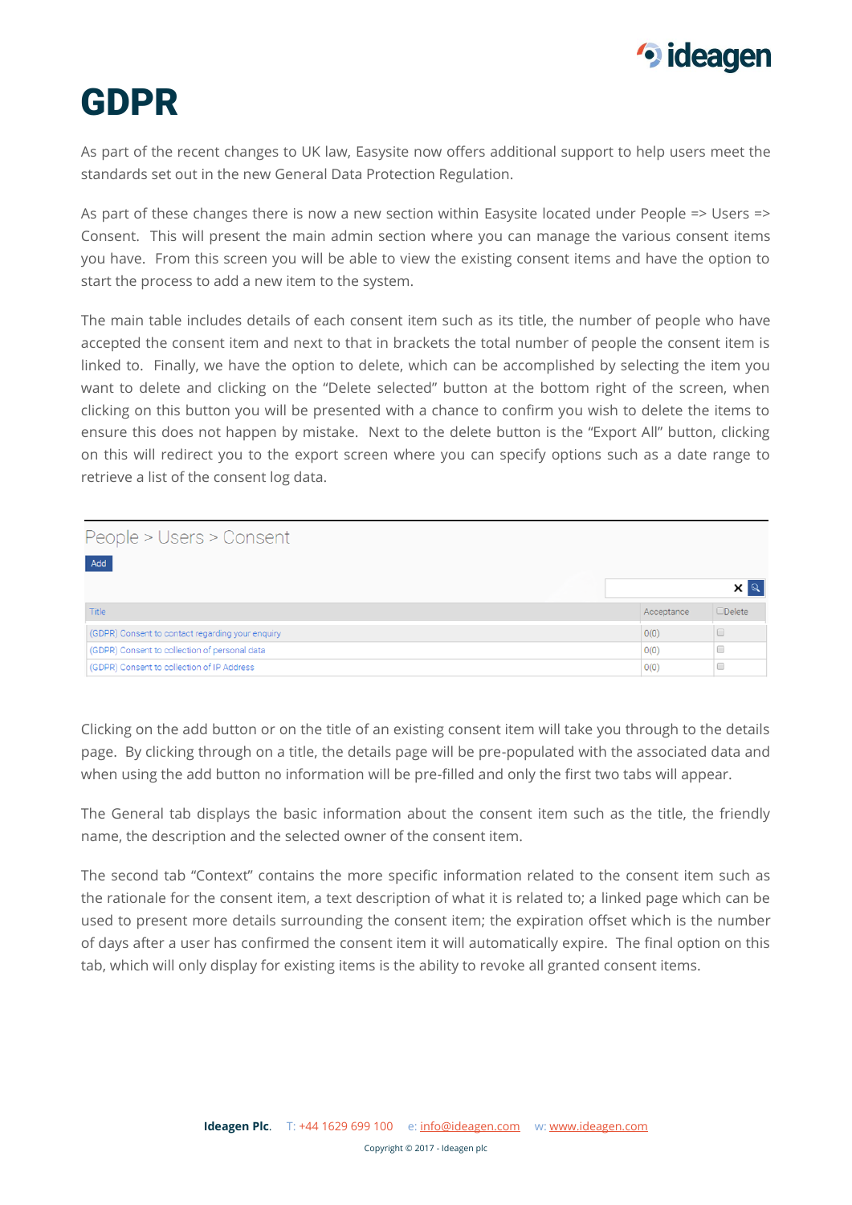# GDPR

As part of the recent changes to UK law, Easysite now offers additional support to help users meet the standards set out in the new General Data Protection Regulation.

As part of these changes there is now a new section within Easysite located under People => Users => Consent. This will present the main admin section where you can manage the various consent items you have. From this screen you will be able to view the existing consent items and have the option to start the process to add a new item to the system.

The main table includes details of each consent item such as its title, the number of people who have accepted the consent item and next to that in brackets the total number of people the consent item is linked to. Finally, we have the option to delete, which can be accomplished by selecting the item you want to delete and clicking on the "Delete selected" button at the bottom right of the screen, when clicking on this button you will be presented with a chance to confirm you wish to delete the items to ensure this does not happen by mistake. Next to the delete button is the "Export All" button, clicking on this will redirect you to the export screen where you can specify options such as a date range to retrieve a list of the consent log data.

People > Users > Consent

Add

| Title | Acceptance | Delete |
| --- | --- | --- |
| (GDPR) Consent to contact regarding your enquiry | 0(0) | ☐ |
| (GDPR) Consent to collection of personal data | 0(0) | ☐ |
| (GDPR) Consent to collection of IP Address | 0(0) | ☐ |

Clicking on the add button or on the title of an existing consent item will take you through to the details page. By clicking through on a title, the details page will be pre-populated with the associated data and when using the add button no information will be pre-filled and only the first two tabs will appear.

The General tab displays the basic information about the consent item such as the title, the friendly name, the description and the selected owner of the consent item.

The second tab "Context" contains the more specific information related to the consent item such as the rationale for the consent item, a text description of what it is related to; a linked page which can be used to present more details surrounding the consent item; the expiration offset which is the number of days after a user has confirmed the consent item it will automatically expire. The final option on this tab, which will only display for existing items is the ability to revoke all granted consent items.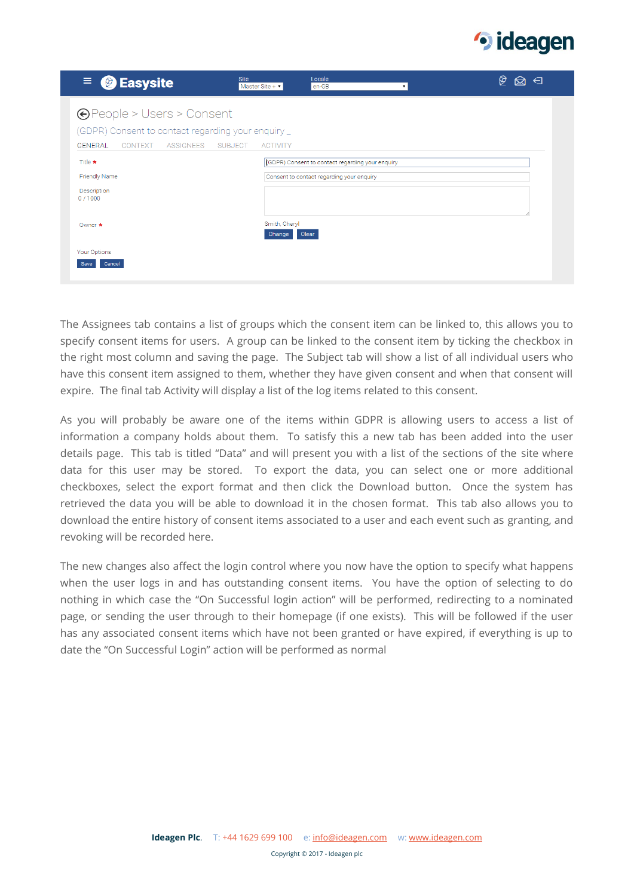The Assignees tab contains a list of groups which the consent item can be linked to, this allows you to specify consent items for users. A group can be linked to the consent item by ticking the checkbox in the right most column and saving the page. The Subject tab will show a list of all individual users who have this consent item assigned to them, whether they have given consent and when that consent will expire. The final tab Activity will display a list of the log items related to this consent.

As you will probably be aware one of the items within GDPR is allowing users to access a list of information a company holds about them. To satisfy this a new tab has been added into the user details page. This tab is titled "Data" and will present you with a list of the sections of the site where data for this user may be stored. To export the data, you can select one or more additional checkboxes, select the export format and then click the Download button. Once the system has retrieved the data you will be able to download it in the chosen format. This tab also allows you to download the entire history of consent items associated to a user and each event such as granting, and revoking will be recorded here.

The new changes also affect the login control where you now have the option to specify what happens when the user logs in and has outstanding consent items. You have the option of selecting to do nothing in which case the "On Successful login action" will be performed, redirecting to a nominated page, or sending the user through to their homepage (if one exists). This will be followed if the user has any associated consent items which have not been granted or have expired, if everything is up to date the "On Successful Login" action will be performed as normal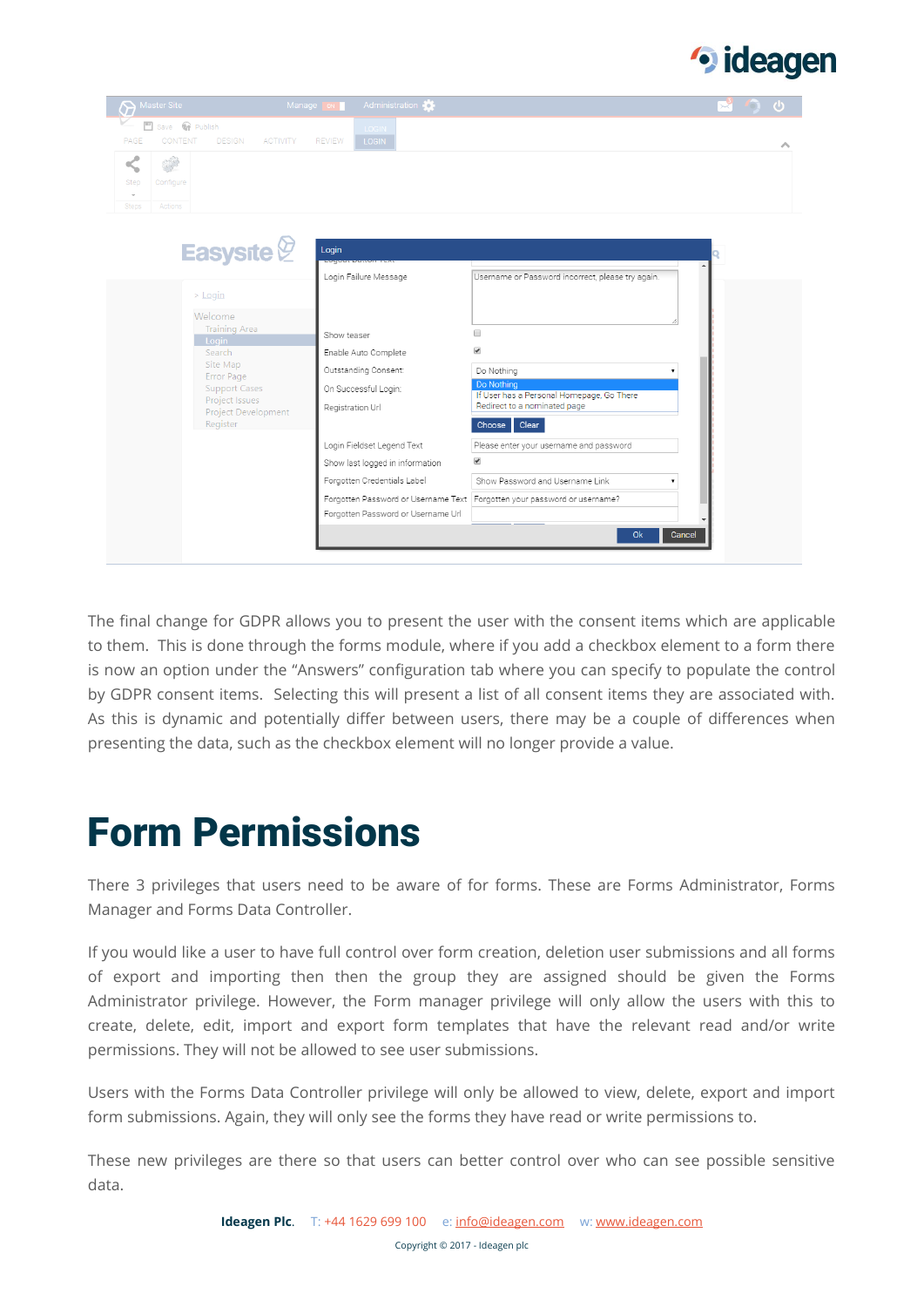The final change for GDPR allows you to present the user with the consent items which are applicable to them. This is done through the forms module, where if you add a checkbox element to a form there is now an option under the “Answers” configuration tab where you can specify to populate the control by GDPR consent items. Selecting this will present a list of all consent items they are associated with. As this is dynamic and potentially differ between users, there may be a couple of differences when presenting the data, such as the checkbox element will no longer provide a value.

# Form Permissions

There 3 privileges that users need to be aware of for forms. These are Forms Administrator, Forms Manager and Forms Data Controller.

If you would like a user to have full control over form creation, deletion user submissions and all forms of export and importing then then the group they are assigned should be given the Forms Administrator privilege. However, the Form manager privilege will only allow the users with this to create, delete, edit, import and export form templates that have the relevant read and/or write permissions. They will not be allowed to see user submissions.

Users with the Forms Data Controller privilege will only be allowed to view, delete, export and import form submissions. Again, they will only see the forms they have read or write permissions to.

These new privileges are there so that users can better control over who can see possible sensitive data.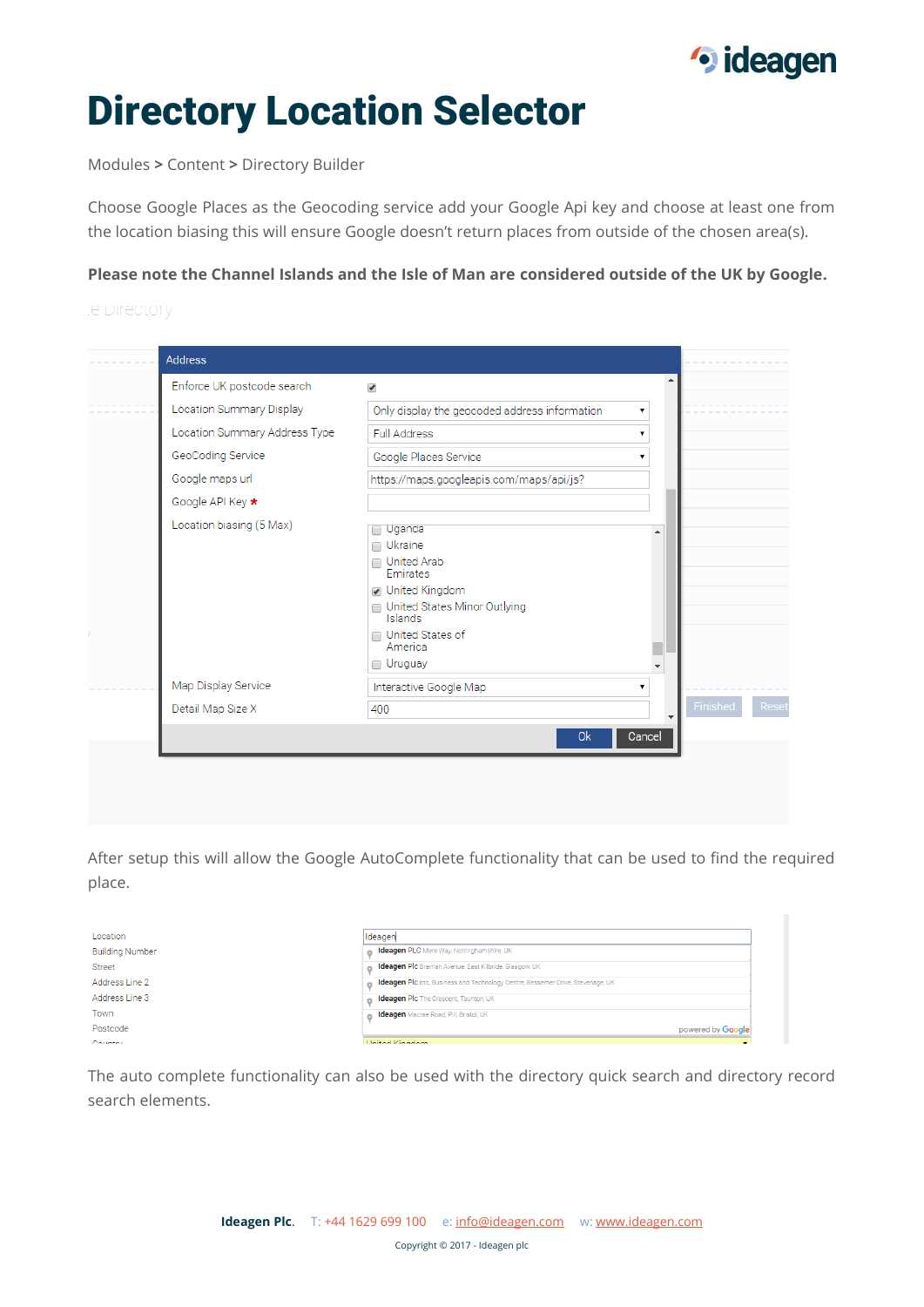# Directory Location Selector

Modules > Content > Directory Builder

Choose Google Places as the Geocoding service add your Google Api key and choose at least one from the location biasing this will ensure Google doesn't return places from outside of the chosen area(s).

**Please note the Channel Islands and the Isle of Man are considered outside of the UK by Google.**

After setup this will allow the Google AutoComplete functionality that can be used to find the required place.

The auto complete functionality can also be used with the directory quick search and directory record search elements.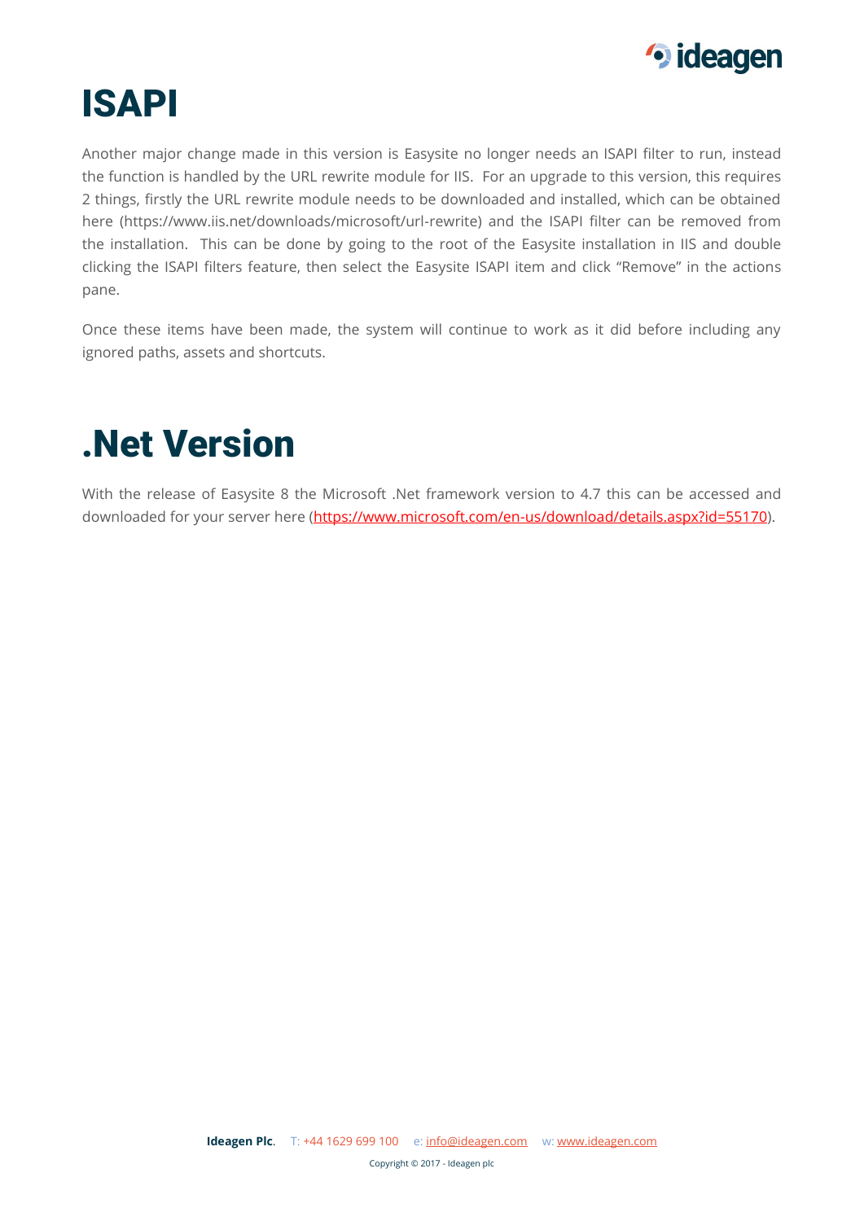# ISAPI

Another major change made in this version is Easysite no longer needs an ISAPI filter to run, instead the function is handled by the URL rewrite module for IIS. For an upgrade to this version, this requires 2 things, firstly the URL rewrite module needs to be downloaded and installed, which can be obtained here (https://www.iis.net/downloads/microsoft/url-rewrite) and the ISAPI filter can be removed from the installation. This can be done by going to the root of the Easysite installation in IIS and double clicking the ISAPI filters feature, then select the Easysite ISAPI item and click "Remove" in the actions pane.

Once these items have been made, the system will continue to work as it did before including any ignored paths, assets and shortcuts.

# .Net Version

With the release of Easysite 8 the Microsoft .Net framework version to 4.7 this can be accessed and downloaded for your server here (https://www.microsoft.com/en-us/download/details.aspx?id=55170).